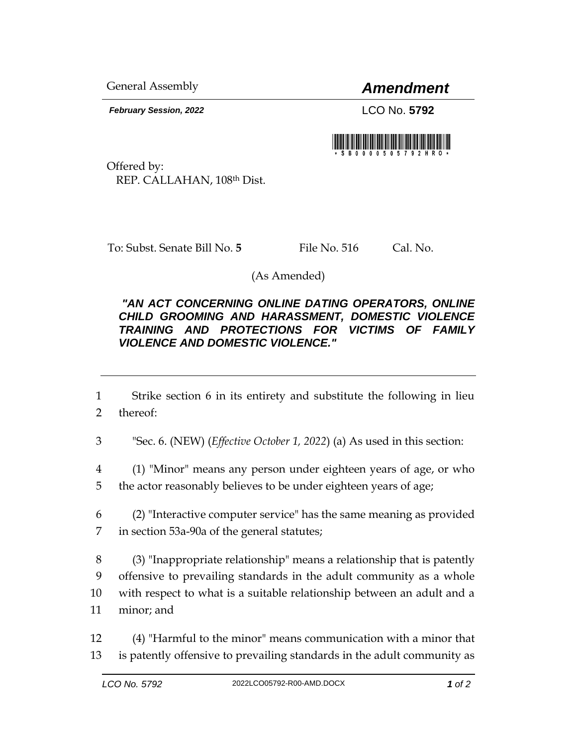General Assembly

# *Amendment*

***February Session, 2022***

LCO No. **5792**

Offered by:
REP. CALLAHAN, 108th Dist.

To: Subst. Senate Bill No. **5** File No. 516 Cal. No.

(As Amended)

***"AN ACT CONCERNING ONLINE DATING OPERATORS, ONLINE CHILD GROOMING AND HARASSMENT, DOMESTIC VIOLENCE TRAINING AND PROTECTIONS FOR VICTIMS OF FAMILY VIOLENCE AND DOMESTIC VIOLENCE."***

---

1 Strike section 6 in its entirety and substitute the following in lieu
2 thereof:

3 "Sec. 6. (NEW) (*Effective October 1, 2022*) (a) As used in this section:

4 (1) "Minor" means any person under eighteen years of age, or who
5 the actor reasonably believes to be under eighteen years of age;

6 (2) "Interactive computer service" has the same meaning as provided
7 in section 53a-90a of the general statutes;

8 (3) "Inappropriate relationship" means a relationship that is patently
9 offensive to prevailing standards in the adult community as a whole
10 with respect to what is a suitable relationship between an adult and a
11 minor; and

12 (4) "Harmful to the minor" means communication with a minor that
13 is patently offensive to prevailing standards in the adult community as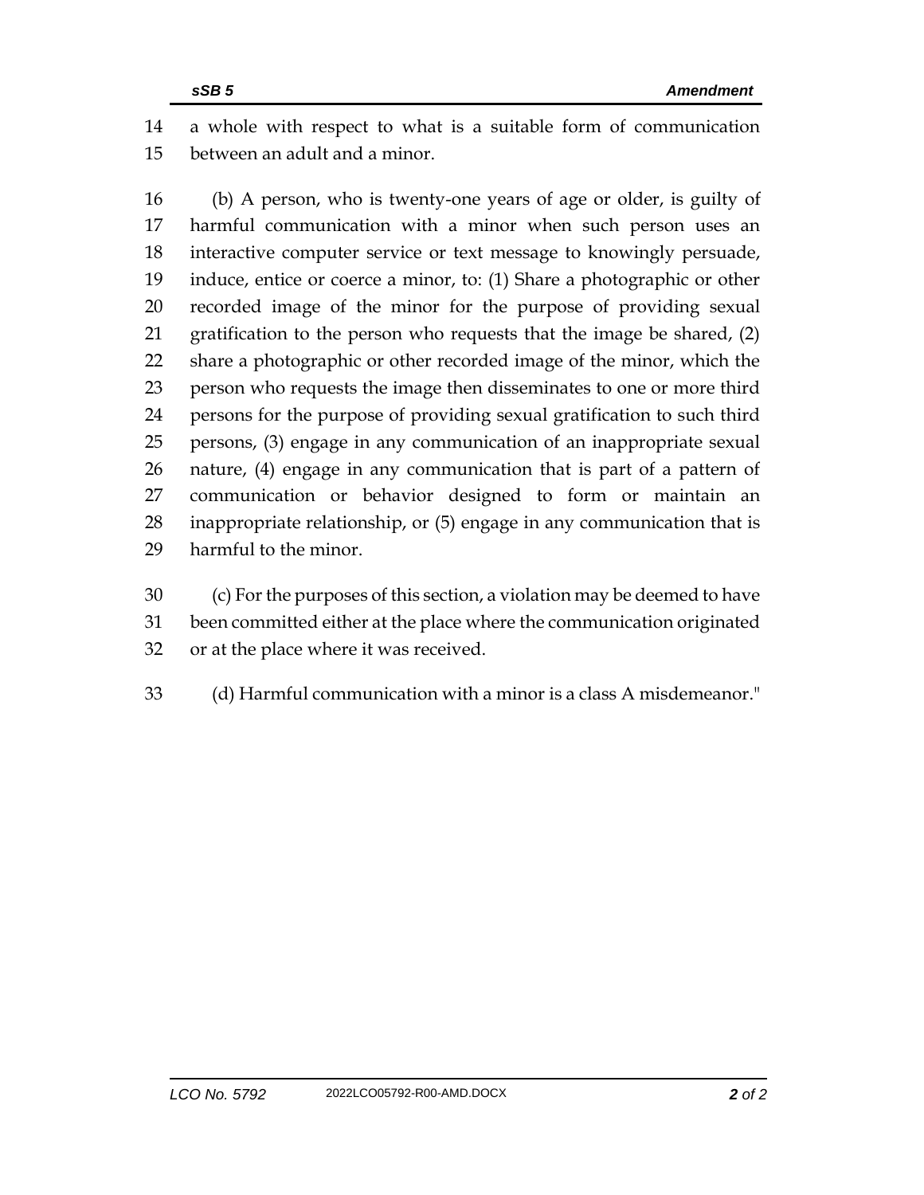a whole with respect to what is a suitable form of communication between an adult and a minor.

(b) A person, who is twenty-one years of age or older, is guilty of harmful communication with a minor when such person uses an interactive computer service or text message to knowingly persuade, induce, entice or coerce a minor, to: (1) Share a photographic or other recorded image of the minor for the purpose of providing sexual gratification to the person who requests that the image be shared, (2) share a photographic or other recorded image of the minor, which the person who requests the image then disseminates to one or more third persons for the purpose of providing sexual gratification to such third persons, (3) engage in any communication of an inappropriate sexual nature, (4) engage in any communication that is part of a pattern of communication or behavior designed to form or maintain an inappropriate relationship, or (5) engage in any communication that is harmful to the minor.

(c) For the purposes of this section, a violation may be deemed to have been committed either at the place where the communication originated or at the place where it was received.

(d) Harmful communication with a minor is a class A misdemeanor."